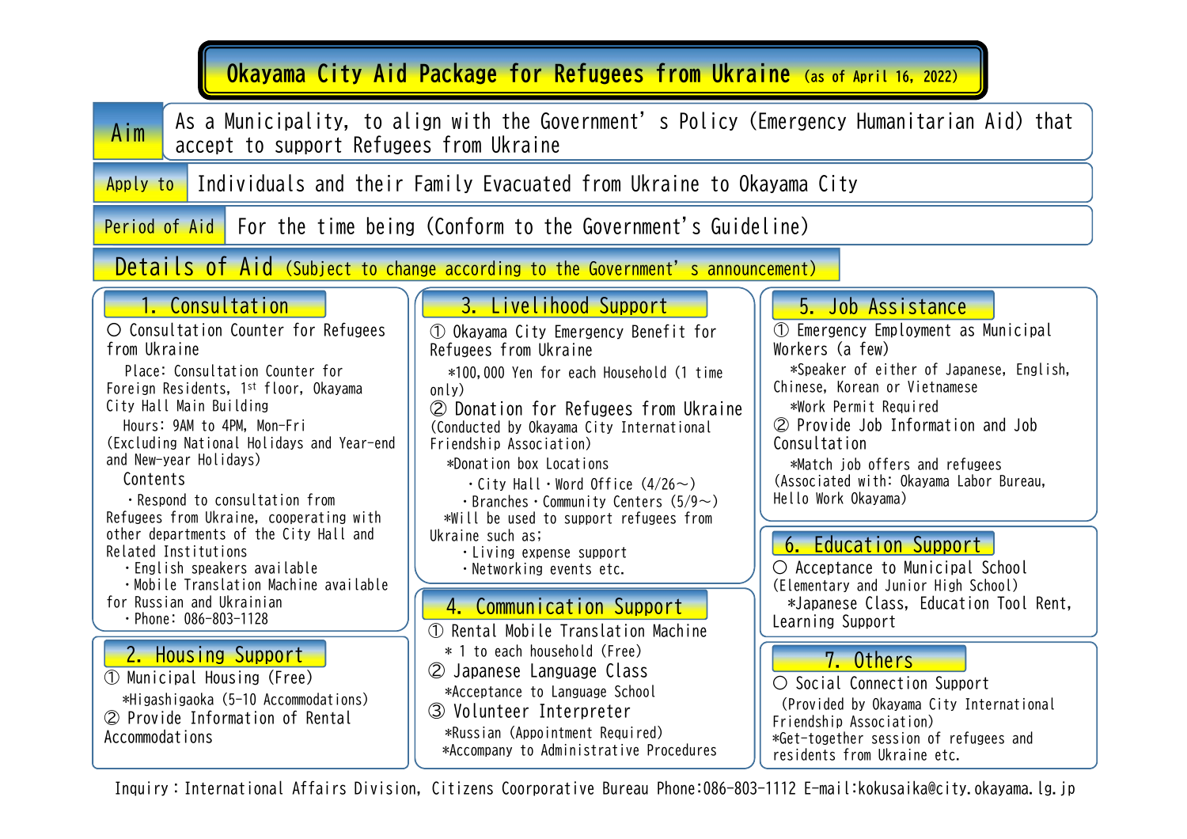# Okayama City Aid Package for Refugees from Ukraine (as of April 16, 2022)

**Aim**: As a Municipality, to align with the Government' s Policy (Emergency Humanitarian Aid) that accept to support Refugees from Ukraine

**Apply to**: Individuals and their Family Evacuated from Ukraine to Okayama City

**Period of Aid**: For the time being (Conform to the Government's Guideline)

## Details of Aid (Subject to change according to the Government' s announcement)

### 1. Consultation

○ Consultation Counter for Refugees from Ukraine

Place: Consultation Counter for Foreign Residents, 1st floor, Okayama City Hall Main Building

Hours: 9AM to 4PM, Mon-Fri (Excluding National Holidays and Year-end and New-year Holidays)

Contents

- Respond to consultation from Refugees from Ukraine, cooperating with other departments of the City Hall and Related Institutions
- English speakers available
- Mobile Translation Machine available for Russian and Ukrainian
- Phone: 086-803-1128

### 2. Housing Support

① Municipal Housing (Free)

*Higashigaoka (5-10 Accommodations)

② Provide Information of Rental Accommodations

### 3. Livelihood Support

① Okayama City Emergency Benefit for Refugees from Ukraine

*100,000 Yen for each Household (1 time only)

② Donation for Refugees from Ukraine (Conducted by Okayama City International Friendship Association)

*Donation box Locations

- City Hall・Word Office (4/26～)
- Branches・Community Centers (5/9～)

*Will be used to support refugees from Ukraine such as;

- Living expense support
- Networking events etc.

### 4. Communication Support

① Rental Mobile Translation Machine

* 1 to each household (Free)

② Japanese Language Class

*Acceptance to Language School

③ Volunteer Interpreter

*Russian (Appointment Required)

*Accompany to Administrative Procedures

### 5. Job Assistance

① Emergency Employment as Municipal Workers (a few)

*Speaker of either of Japanese, English, Chinese, Korean or Vietnamese

*Work Permit Required

② Provide Job Information and Job Consultation

*Match job offers and refugees (Associated with: Okayama Labor Bureau, Hello Work Okayama)

### 6. Education Support

○ Acceptance to Municipal School (Elementary and Junior High School)

*Japanese Class, Education Tool Rent, Learning Support

### 7. Others

○ Social Connection Support

(Provided by Okayama City International Friendship Association)

*Get-together session of refugees and residents from Ukraine etc.

Inquiry：International Affairs Division, Citizens Coorporative Bureau Phone:086-803-1112 E-mail:kokusaika@city.okayama.lg.jp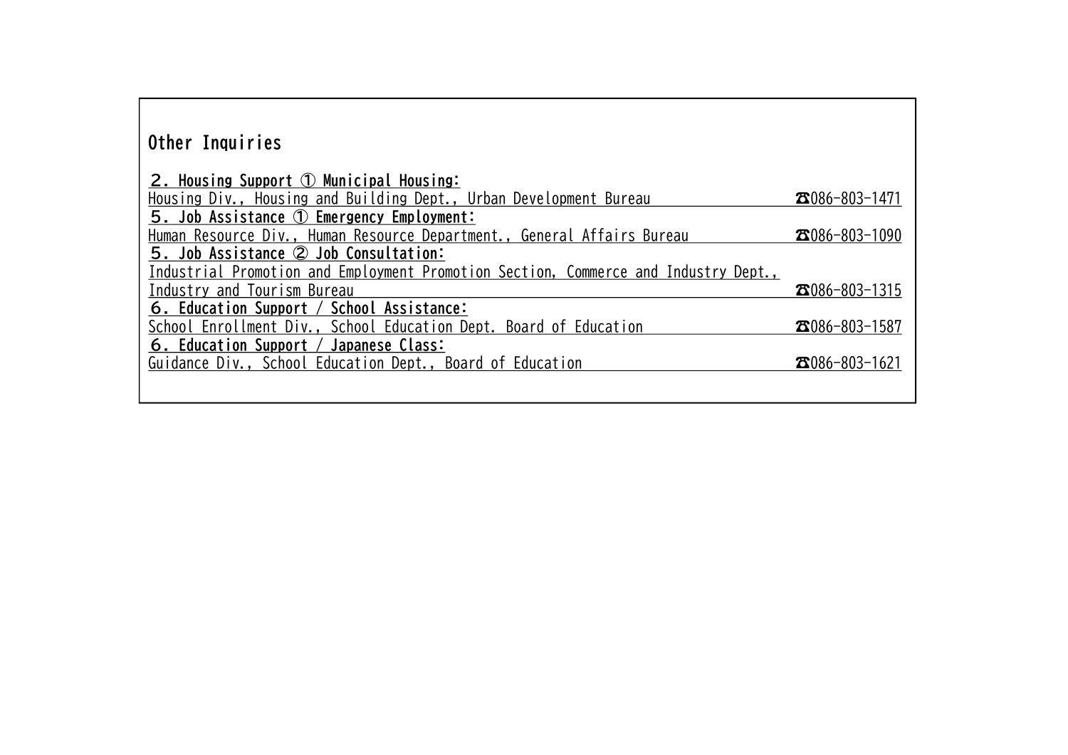## Other Inquiries

**２. Housing Support ① Municipal Housing:**
Housing Div., Housing and Building Dept., Urban Development Bureau ☎086-803-1471

**５. Job Assistance ① Emergency Employment:**
Human Resource Div., Human Resource Department., General Affairs Bureau ☎086-803-1090

**５. Job Assistance ② Job Consultation:**
Industrial Promotion and Employment Promotion Section, Commerce and Industry Dept., Industry and Tourism Bureau ☎086-803-1315

**６. Education Support / School Assistance:**
School Enrollment Div., School Education Dept. Board of Education ☎086-803-1587

**６. Education Support / Japanese Class:**
Guidance Div., School Education Dept., Board of Education ☎086-803-1621